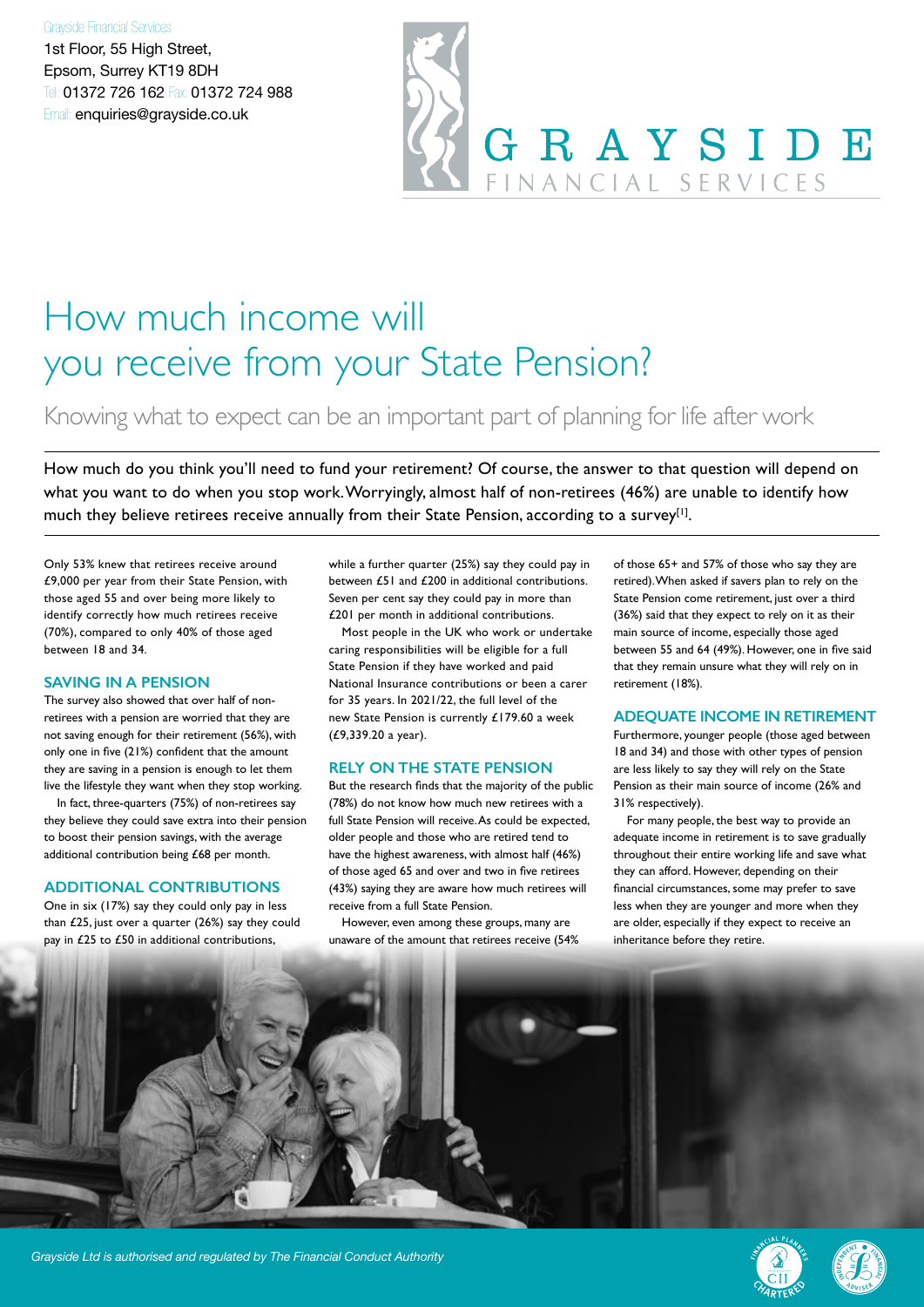Grayside Financial Services
1st Floor, 55 High Street,
Epsom, Surrey KT19 8DH
Tel: 01372 726 162 Fax: 01372 724 988
Email: enquiries@grayside.co.uk

GRAYSIDE FINANCIAL SERVICES

# How much income will you receive from your State Pension?

## Knowing what to expect can be an important part of planning for life after work

How much do you think you'll need to fund your retirement? Of course, the answer to that question will depend on what you want to do when you stop work. Worryingly, almost half of non-retirees (46%) are unable to identify how much they believe retirees receive annually from their State Pension, according to a survey[1].

Only 53% knew that retirees receive around £9,000 per year from their State Pension, with those aged 55 and over being more likely to identify correctly how much retirees receive (70%), compared to only 40% of those aged between 18 and 34.

### SAVING IN A PENSION

The survey also showed that over half of non-retirees with a pension are worried that they are not saving enough for their retirement (56%), with only one in five (21%) confident that the amount they are saving in a pension is enough to let them live the lifestyle they want when they stop working.

In fact, three-quarters (75%) of non-retirees say they believe they could save extra into their pension to boost their pension savings, with the average additional contribution being £68 per month.

### ADDITIONAL CONTRIBUTIONS

One in six (17%) say they could only pay in less than £25, just over a quarter (26%) say they could pay in £25 to £50 in additional contributions, while a further quarter (25%) say they could pay in between £51 and £200 in additional contributions. Seven per cent say they could pay in more than £201 per month in additional contributions.

Most people in the UK who work or undertake caring responsibilities will be eligible for a full State Pension if they have worked and paid National Insurance contributions or been a carer for 35 years. In 2021/22, the full level of the new State Pension is currently £179.60 a week (£9,339.20 a year).

### RELY ON THE STATE PENSION

But the research finds that the majority of the public (78%) do not know how much new retirees with a full State Pension will receive. As could be expected, older people and those who are retired tend to have the highest awareness, with almost half (46%) of those aged 65 and over and two in five retirees (43%) saying they are aware how much retirees will receive from a full State Pension.

However, even among these groups, many are unaware of the amount that retirees receive (54% of those 65+ and 57% of those who say they are retired). When asked if savers plan to rely on the State Pension come retirement, just over a third (36%) said that they expect to rely on it as their main source of income, especially those aged between 55 and 64 (49%). However, one in five said that they remain unsure what they will rely on in retirement (18%).

### ADEQUATE INCOME IN RETIREMENT

Furthermore, younger people (those aged between 18 and 34) and those with other types of pension are less likely to say they will rely on the State Pension as their main source of income (26% and 31% respectively).

For many people, the best way to provide an adequate income in retirement is to save gradually throughout their entire working life and save what they can afford. However, depending on their financial circumstances, some may prefer to save less when they are younger and more when they are older, especially if they expect to receive an inheritance before they retire.

*Grayside Ltd is authorised and regulated by The Financial Conduct Authority*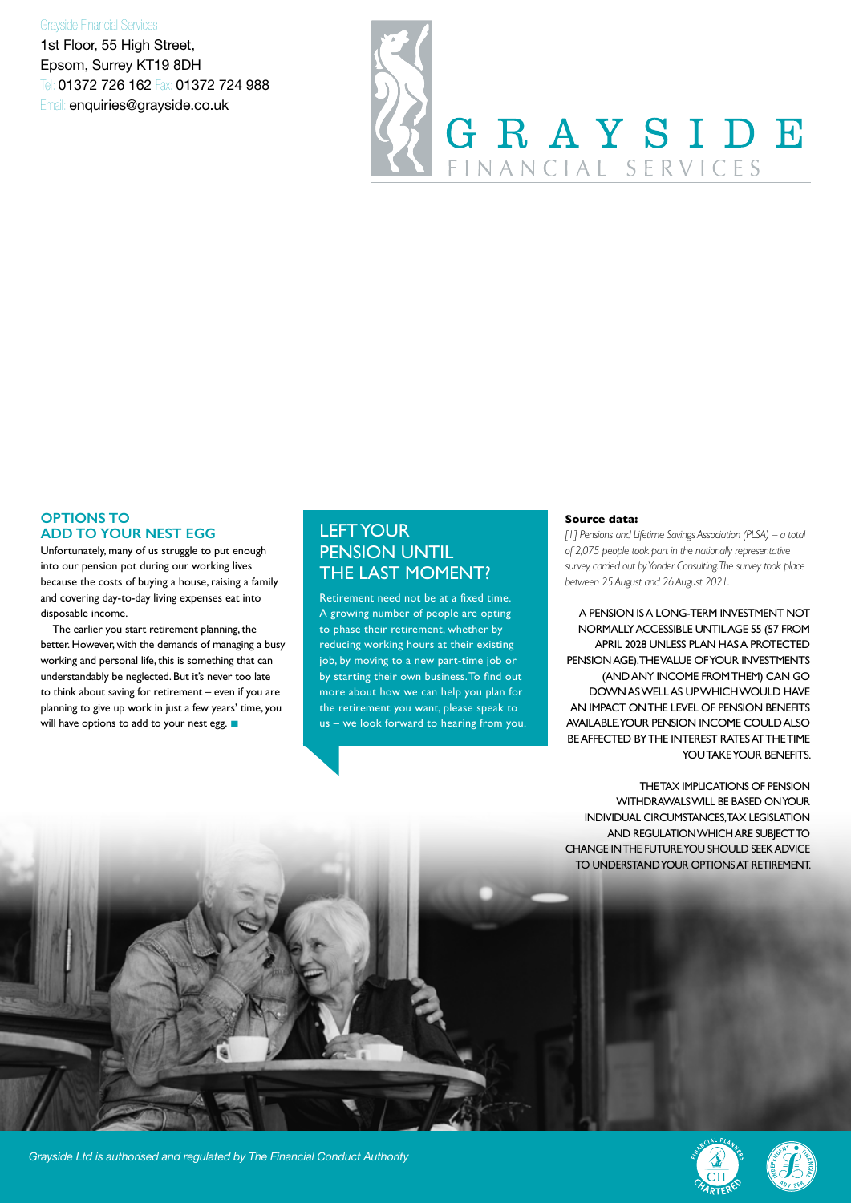Grayside Financial Services

1st Floor, 55 High Street,
Epsom, Surrey KT19 8DH
Tel: 01372 726 162 Fax: 01372 724 988
Email: enquiries@grayside.co.uk

GRAYSIDE
FINANCIAL SERVICES

## OPTIONS TO ADD TO YOUR NEST EGG

Unfortunately, many of us struggle to put enough into our pension pot during our working lives because the costs of buying a house, raising a family and covering day-to-day living expenses eat into disposable income.

The earlier you start retirement planning, the better. However, with the demands of managing a busy working and personal life, this is something that can understandably be neglected. But it's never too late to think about saving for retirement – even if you are planning to give up work in just a few years' time, you will have options to add to your nest egg. ■

## LEFT YOUR PENSION UNTIL THE LAST MOMENT?

Retirement need not be at a fixed time. A growing number of people are opting to phase their retirement, whether by reducing working hours at their existing job, by moving to a new part-time job or by starting their own business. To find out more about how we can help you plan for the retirement you want, please speak to us – we look forward to hearing from you.

**Source data:**

*[1] Pensions and Lifetime Savings Association (PLSA) – a total of 2,075 people took part in the nationally representative survey, carried out by Yonder Consulting. The survey took place between 25 August and 26 August 2021.*

A PENSION IS A LONG-TERM INVESTMENT NOT NORMALLY ACCESSIBLE UNTIL AGE 55 (57 FROM APRIL 2028 UNLESS PLAN HAS A PROTECTED PENSION AGE). THE VALUE OF YOUR INVESTMENTS (AND ANY INCOME FROM THEM) CAN GO DOWN AS WELL AS UP WHICH WOULD HAVE AN IMPACT ON THE LEVEL OF PENSION BENEFITS AVAILABLE. YOUR PENSION INCOME COULD ALSO BE AFFECTED BY THE INTEREST RATES AT THE TIME YOU TAKE YOUR BENEFITS.

THE TAX IMPLICATIONS OF PENSION WITHDRAWALS WILL BE BASED ON YOUR INDIVIDUAL CIRCUMSTANCES, TAX LEGISLATION AND REGULATION WHICH ARE SUBJECT TO CHANGE IN THE FUTURE. YOU SHOULD SEEK ADVICE TO UNDERSTAND YOUR OPTIONS AT RETIREMENT.

*Grayside Ltd is authorised and regulated by The Financial Conduct Authority*